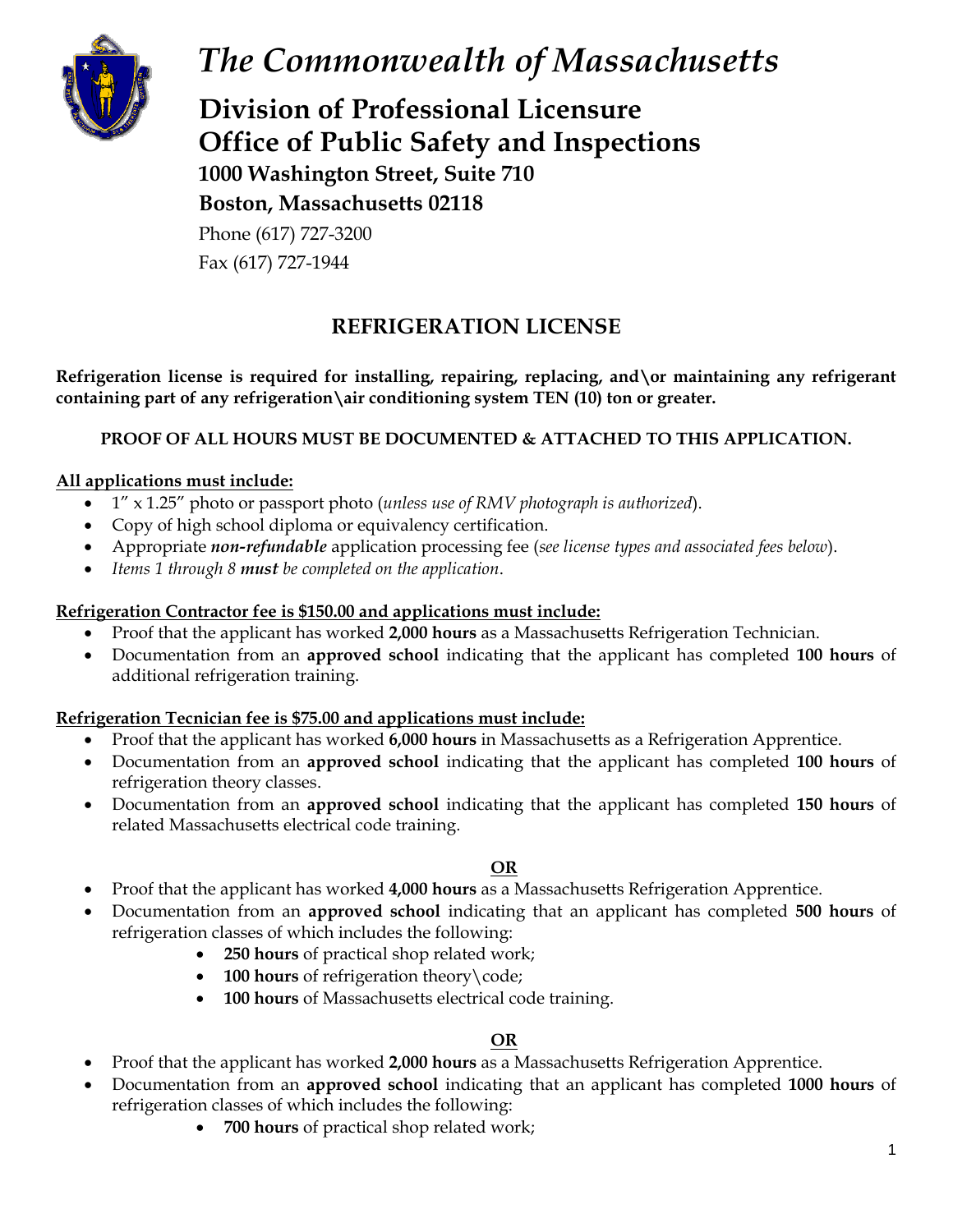# The Commonwealth of Massachusetts

## Division of Professional Licensure
## Office of Public Safety and Inspections

**1000 Washington Street, Suite 710**

**Boston, Massachusetts 02118**

Phone (617) 727-3200

Fax (617) 727-1944

## REFRIGERATION LICENSE

**Refrigeration license is required for installing, repairing, replacing, and\or maintaining any refrigerant containing part of any refrigeration\air conditioning system TEN (10) ton or greater.**

**PROOF OF ALL HOURS MUST BE DOCUMENTED & ATTACHED TO THIS APPLICATION.**

**<u>All applications must include:</u>**

- 1″ x 1.25″ photo or passport photo (*unless use of RMV photograph is authorized*).
- Copy of high school diploma or equivalency certification.
- Appropriate ***non-refundable*** application processing fee (*see license types and associated fees below*).
- *Items 1 through 8* ***must*** *be completed on the application*.

**<u>Refrigeration Contractor fee is $150.00 and applications must include:</u>**

- Proof that the applicant has worked **2,000 hours** as a Massachusetts Refrigeration Technician.
- Documentation from an **approved school** indicating that the applicant has completed **100 hours** of additional refrigeration training.

**<u>Refrigeration Tecnician fee is $75.00 and applications must include:</u>**

- Proof that the applicant has worked **6,000 hours** in Massachusetts as a Refrigeration Apprentice.
- Documentation from an **approved school** indicating that the applicant has completed **100 hours** of refrigeration theory classes.
- Documentation from an **approved school** indicating that the applicant has completed **150 hours** of related Massachusetts electrical code training.

**<u>OR</u>**

- Proof that the applicant has worked **4,000 hours** as a Massachusetts Refrigeration Apprentice.
- Documentation from an **approved school** indicating that an applicant has completed **500 hours** of refrigeration classes of which includes the following:
  - **250 hours** of practical shop related work;
  - **100 hours** of refrigeration theory\code;
  - **100 hours** of Massachusetts electrical code training.

**<u>OR</u>**

- Proof that the applicant has worked **2,000 hours** as a Massachusetts Refrigeration Apprentice.
- Documentation from an **approved school** indicating that an applicant has completed **1000 hours** of refrigeration classes of which includes the following:
  - **700 hours** of practical shop related work;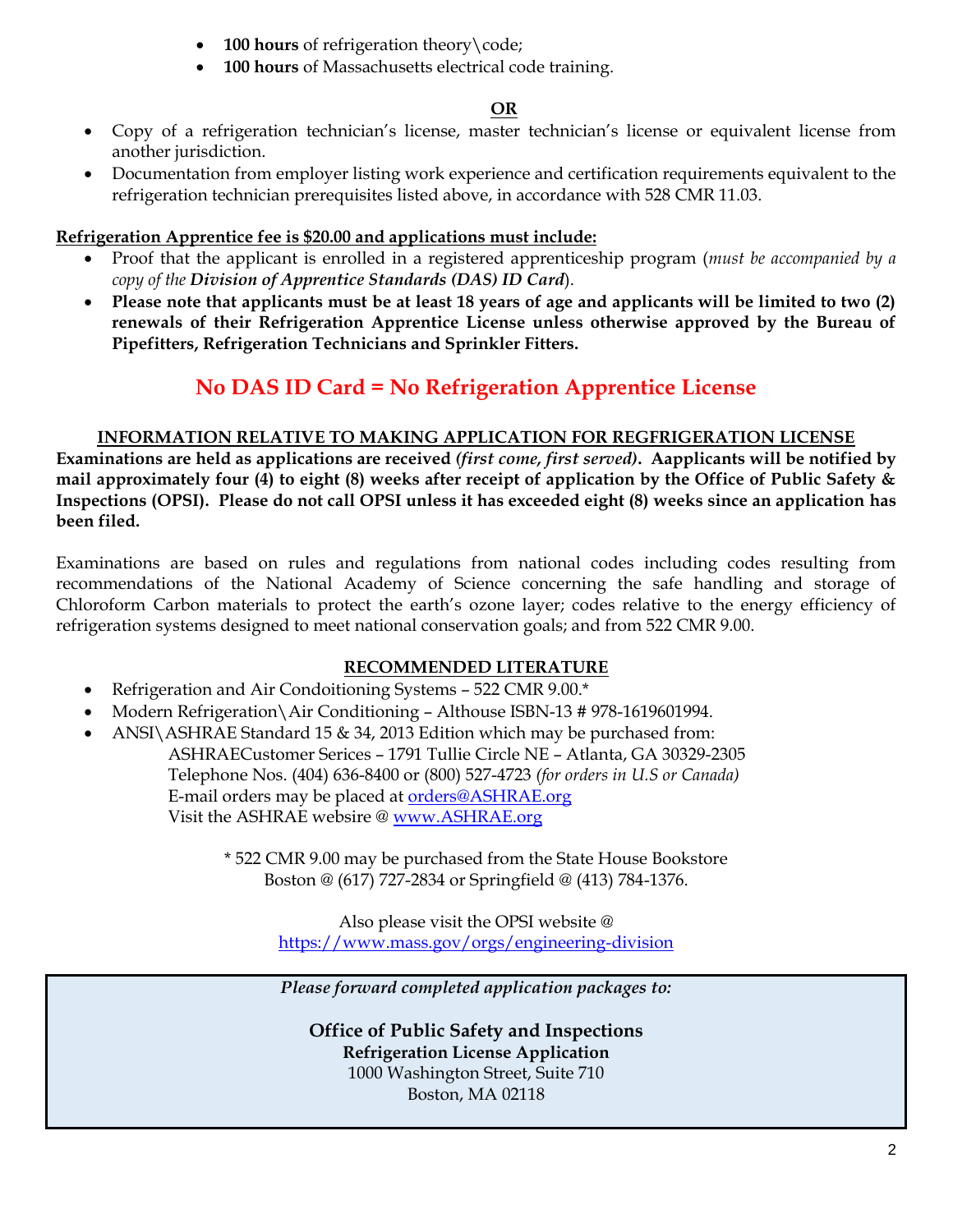- **100 hours** of refrigeration theory\code;
- **100 hours** of Massachusetts electrical code training.

**OR**

- Copy of a refrigeration technician's license, master technician's license or equivalent license from another jurisdiction.
- Documentation from employer listing work experience and certification requirements equivalent to the refrigeration technician prerequisites listed above, in accordance with 528 CMR 11.03.

**Refrigeration Apprentice fee is $20.00 and applications must include:**

- Proof that the applicant is enrolled in a registered apprenticeship program (*must be accompanied by a copy of the **Division of Apprentice Standards (DAS) ID Card***).
- **Please note that applicants must be at least 18 years of age and applicants will be limited to two (2) renewals of their Refrigeration Apprentice License unless otherwise approved by the Bureau of Pipefitters, Refrigeration Technicians and Sprinkler Fitters.**

## No DAS ID Card = No Refrigeration Apprentice License

### INFORMATION RELATIVE TO MAKING APPLICATION FOR REGFRIGERATION LICENSE

**Examinations are held as applications are received *(first come, first served)*. Aapplicants will be notified by mail approximately four (4) to eight (8) weeks after receipt of application by the Office of Public Safety & Inspections (OPSI). Please do not call OPSI unless it has exceeded eight (8) weeks since an application has been filed.**

Examinations are based on rules and regulations from national codes including codes resulting from recommendations of the National Academy of Science concerning the safe handling and storage of Chloroform Carbon materials to protect the earth's ozone layer; codes relative to the energy efficiency of refrigeration systems designed to meet national conservation goals; and from 522 CMR 9.00.

### RECOMMENDED LITERATURE

- Refrigeration and Air Condoitioning Systems – 522 CMR 9.00.*
- Modern Refrigeration\Air Conditioning – Althouse ISBN-13 # 978-1619601994.
- ANSI\ASHRAE Standard 15 & 34, 2013 Edition which may be purchased from:
  ASHRAECustomer Serices – 1791 Tullie Circle NE – Atlanta, GA 30329-2305
  Telephone Nos. (404) 636-8400 or (800) 527-4723 *(for orders in U.S or Canada)*
  E-mail orders may be placed at orders@ASHRAE.org
  Visit the ASHRAE webisre @ www.ASHRAE.org

\* 522 CMR 9.00 may be purchased from the State House Bookstore
Boston @ (617) 727-2834 or Springfield @ (413) 784-1376.

Also please visit the OPSI website @
https://www.mass.gov/orgs/engineering-division

*Please forward completed application packages to:*

**Office of Public Safety and Inspections**
**Refrigeration License Application**
1000 Washington Street, Suite 710
Boston, MA 02118